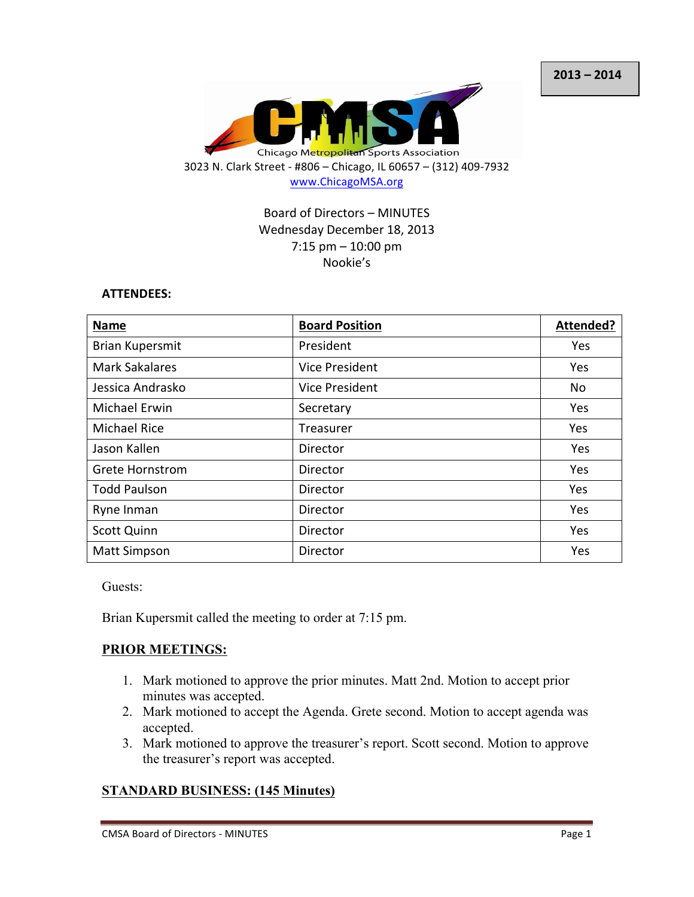2013 – 2014

Chicago Metropolitan Sports Association

3023 N. Clark Street - #806 – Chicago, IL 60657 – (312) 409-7932
www.ChicagoMSA.org

Board of Directors – MINUTES
Wednesday December 18, 2013
7:15 pm – 10:00 pm
Nookie's

**ATTENDEES:**

| Name | Board Position | Attended? |
|---|---|---|
| Brian Kupersmit | President | Yes |
| Mark Sakalares | Vice President | Yes |
| Jessica Andrasko | Vice President | No |
| Michael Erwin | Secretary | Yes |
| Michael Rice | Treasurer | Yes |
| Jason Kallen | Director | Yes |
| Grete Hornstrom | Director | Yes |
| Todd Paulson | Director | Yes |
| Ryne Inman | Director | Yes |
| Scott Quinn | Director | Yes |
| Matt Simpson | Director | Yes |

Guests:

Brian Kupersmit called the meeting to order at 7:15 pm.

## PRIOR MEETINGS:

1. Mark motioned to approve the prior minutes. Matt 2nd. Motion to accept prior minutes was accepted.
2. Mark motioned to accept the Agenda. Grete second. Motion to accept agenda was accepted.
3. Mark motioned to approve the treasurer's report. Scott second. Motion to approve the treasurer's report was accepted.

## STANDARD BUSINESS: (145 Minutes)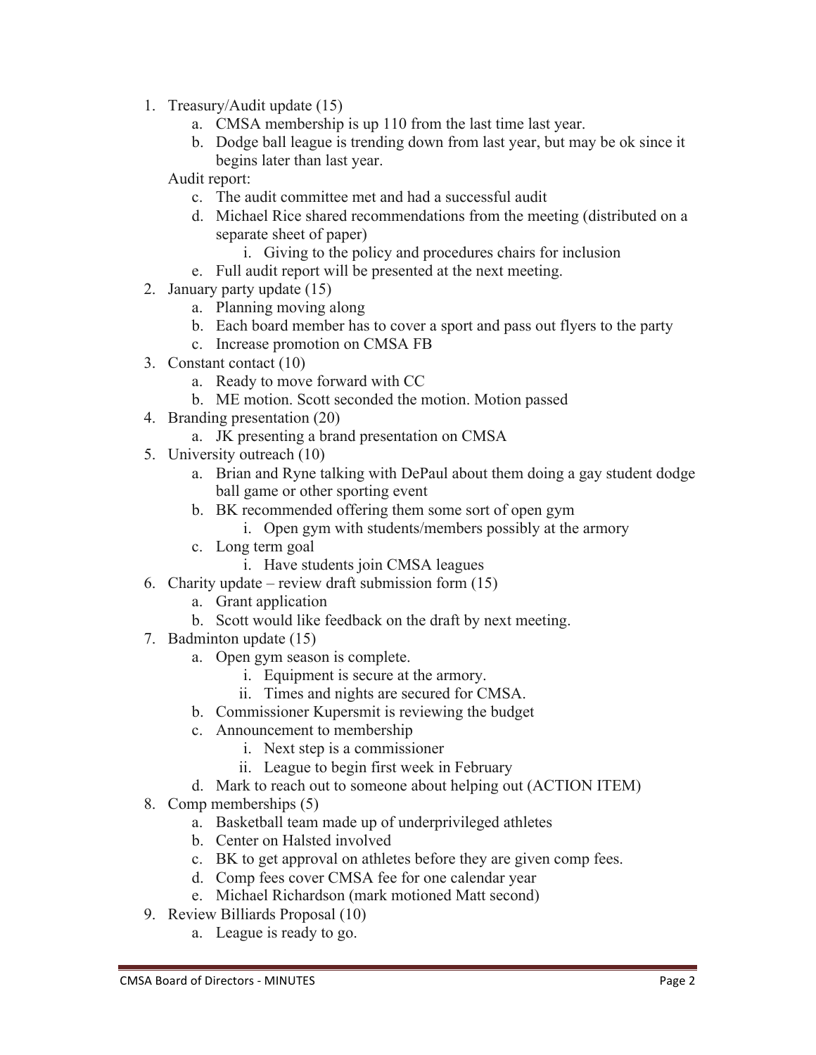1. Treasury/Audit update (15)
    a. CMSA membership is up 110 from the last time last year.
    b. Dodge ball league is trending down from last year, but may be ok since it begins later than last year.

    Audit report:

    c. The audit committee met and had a successful audit
    d. Michael Rice shared recommendations from the meeting (distributed on a separate sheet of paper)
        i. Giving to the policy and procedures chairs for inclusion
    e. Full audit report will be presented at the next meeting.
2. January party update (15)
    a. Planning moving along
    b. Each board member has to cover a sport and pass out flyers to the party
    c. Increase promotion on CMSA FB
3. Constant contact (10)
    a. Ready to move forward with CC
    b. ME motion. Scott seconded the motion. Motion passed
4. Branding presentation (20)
    a. JK presenting a brand presentation on CMSA
5. University outreach (10)
    a. Brian and Ryne talking with DePaul about them doing a gay student dodge ball game or other sporting event
    b. BK recommended offering them some sort of open gym
        i. Open gym with students/members possibly at the armory
    c. Long term goal
        i. Have students join CMSA leagues
6. Charity update – review draft submission form (15)
    a. Grant application
    b. Scott would like feedback on the draft by next meeting.
7. Badminton update (15)
    a. Open gym season is complete.
        i. Equipment is secure at the armory.
        ii. Times and nights are secured for CMSA.
    b. Commissioner Kupersmit is reviewing the budget
    c. Announcement to membership
        i. Next step is a commissioner
        ii. League to begin first week in February
    d. Mark to reach out to someone about helping out (ACTION ITEM)
8. Comp memberships (5)
    a. Basketball team made up of underprivileged athletes
    b. Center on Halsted involved
    c. BK to get approval on athletes before they are given comp fees.
    d. Comp fees cover CMSA fee for one calendar year
    e. Michael Richardson (mark motioned Matt second)
9. Review Billiards Proposal (10)
    a. League is ready to go.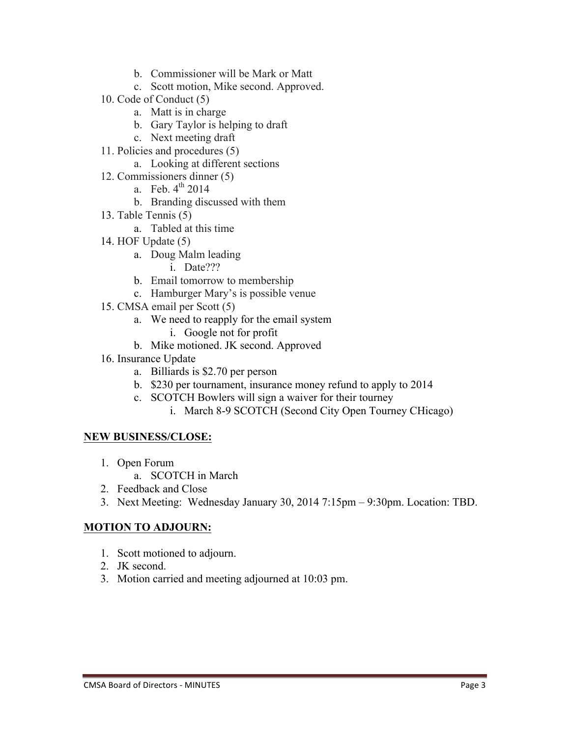b. Commissioner will be Mark or Matt
   c. Scott motion, Mike second. Approved.

10. Code of Conduct (5)
    a. Matt is in charge
    b. Gary Taylor is helping to draft
    c. Next meeting draft
11. Policies and procedures (5)
    a. Looking at different sections
12. Commissioners dinner (5)
    a. Feb. 4th 2014
    b. Branding discussed with them
13. Table Tennis (5)
    a. Tabled at this time
14. HOF Update (5)
    a. Doug Malm leading
       i. Date???
    b. Email tomorrow to membership
    c. Hamburger Mary's is possible venue
15. CMSA email per Scott (5)
    a. We need to reapply for the email system
       i. Google not for profit
    b. Mike motioned. JK second. Approved
16. Insurance Update
    a. Billiards is $2.70 per person
    b. $230 per tournament, insurance money refund to apply to 2014
    c. SCOTCH Bowlers will sign a waiver for their tourney
       i. March 8-9 SCOTCH (Second City Open Tourney CHicago)

**NEW BUSINESS/CLOSE:**

1. Open Forum
   a. SCOTCH in March
2. Feedback and Close
3. Next Meeting: Wednesday January 30, 2014 7:15pm – 9:30pm. Location: TBD.

**MOTION TO ADJOURN:**

1. Scott motioned to adjourn.
2. JK second.
3. Motion carried and meeting adjourned at 10:03 pm.